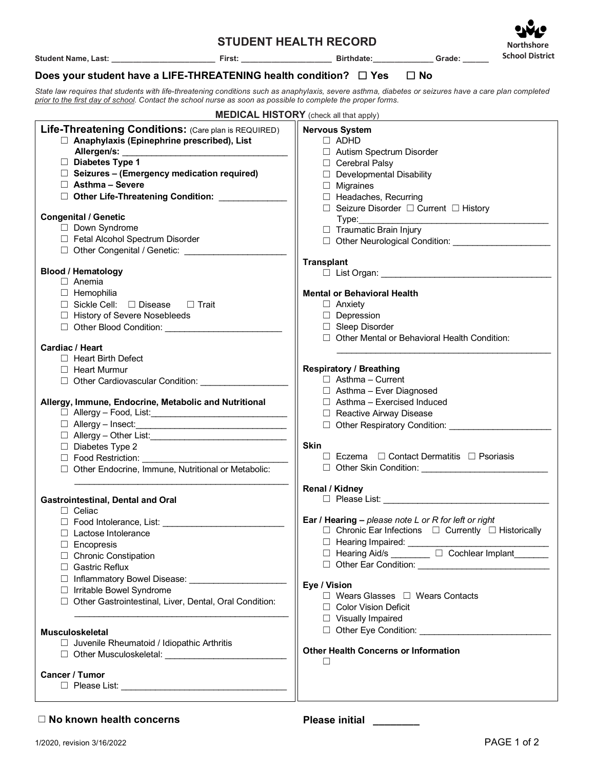# STUDENT HEALTH RECORD

Northshore School District

**Student Name, Last:** ________________________ **First:** ____________________ **Birthdate:** _____________ **Grade:** ______

**Does your student have a LIFE-THREATENING health condition?** ☐ **Yes** ☐ **No**

*State law requires that students with life-threatening conditions such as anaphylaxis, severe asthma, diabetes or seizures have a care plan completed prior to the first day of school. Contact the school nurse as soon as possible to complete the proper forms.*

## MEDICAL HISTORY (check all that apply)

### Life-Threatening Conditions: (Care plan is REQUIRED)
- ☐ **Anaphylaxis (Epinephrine prescribed), List Allergen/s:** ___________________________________
- ☐ **Diabetes Type 1**
- ☐ **Seizures – (Emergency medication required)**
- ☐ **Asthma – Severe**
- ☐ **Other Life-Threatening Condition:** ______________

**Congenital / Genetic**
- ☐ Down Syndrome
- ☐ Fetal Alcohol Spectrum Disorder
- ☐ Other Congenital / Genetic: _____________________

**Blood / Hematology**
- ☐ Anemia
- ☐ Hemophilia
- ☐ Sickle Cell: ☐ Disease ☐ Trait
- ☐ History of Severe Nosebleeds
- ☐ Other Blood Condition: ________________________

**Cardiac / Heart**
- ☐ Heart Birth Defect
- ☐ Heart Murmur
- ☐ Other Cardiovascular Condition: __________________

**Allergy, Immune, Endocrine, Metabolic and Nutritional**
- ☐ Allergy – Food, List:____________________________
- ☐ Allergy – Insect:_______________________________
- ☐ Allergy – Other List:____________________________
- ☐ Diabetes Type 2
- ☐ Food Restriction: ______________________________
- ☐ Other Endocrine, Immune, Nutritional or Metabolic: _____________________________________________

**Gastrointestinal, Dental and Oral**
- ☐ Celiac
- ☐ Food Intolerance, List: _________________________
- ☐ Lactose Intolerance
- ☐ Encopresis
- ☐ Chronic Constipation
- ☐ Gastric Reflux
- ☐ Inflammatory Bowel Disease: ___________________
- ☐ Irritable Bowel Syndrome
- ☐ Other Gastrointestinal, Liver, Dental, Oral Condition: _____________________________________________

**Musculoskeletal**
- ☐ Juvenile Rheumatoid / Idiopathic Arthritis
- ☐ Other Musculoskeletal: _________________________

**Cancer / Tumor**
- ☐ Please List: _________________________________

**Nervous System**
- ☐ ADHD
- ☐ Autism Spectrum Disorder
- ☐ Cerebral Palsy
- ☐ Developmental Disability
- ☐ Migraines
- ☐ Headaches, Recurring
- ☐ Seizure Disorder ☐ Current ☐ History Type:_______________________________________
- ☐ Traumatic Brain Injury
- ☐ Other Neurological Condition: ____________________

**Transplant**
- ☐ List Organ: __________________________________

**Mental or Behavioral Health**
- ☐ Anxiety
- ☐ Depression
- ☐ Sleep Disorder
- ☐ Other Mental or Behavioral Health Condition: _____________________________________________

**Respiratory / Breathing**
- ☐ Asthma – Current
- ☐ Asthma – Ever Diagnosed
- ☐ Asthma – Exercised Induced
- ☐ Reactive Airway Disease
- ☐ Other Respiratory Condition: ____________________

**Skin**
- ☐ Eczema ☐ Contact Dermatitis ☐ Psoriasis
- ☐ Other Skin Condition: _________________________

**Renal / Kidney**
- ☐ Please List: _________________________________

**Ear / Hearing –** *please note L or R for left or right*
- ☐ Chronic Ear Infections ☐ Currently ☐ Historically
- ☐ Hearing Impaired: ____________________________
- ☐ Hearing Aid/s ________ ☐ Cochlear Implant_______
- ☐ Other Ear Condition: __________________________

**Eye / Vision**
- ☐ Wears Glasses ☐ Wears Contacts
- ☐ Color Vision Deficit
- ☐ Visually Impaired
- ☐ Other Eye Condition: __________________________

**Other Health Concerns or Information**
- ☐

☐ **No known health concerns**

**Please initial** ________

1/2020, revision 3/16/2022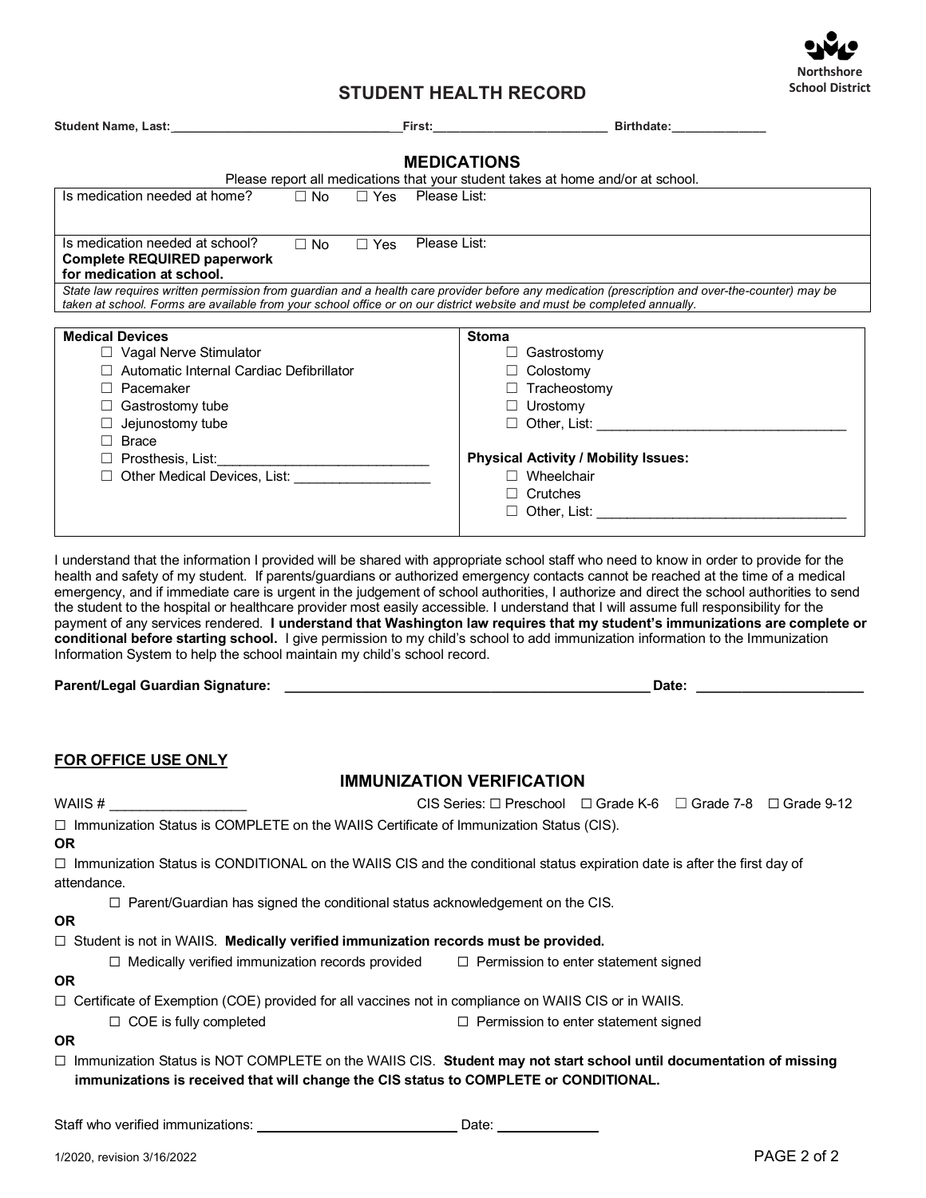Northshore School District

# STUDENT HEALTH RECORD

**Student Name, Last:**\_\_\_\_\_\_\_\_\_\_\_\_\_\_\_\_\_\_\_\_\_\_\_\_\_\_\_\_\_\_\_\_**First:**\_\_\_\_\_\_\_\_\_\_\_\_\_\_\_\_\_\_\_\_\_\_\_\_\_ **Birthdate:**\_\_\_\_\_\_\_\_\_\_\_\_\_

## MEDICATIONS

Please report all medications that your student takes at home and/or at school.

| | |
|---|---|
| Is medication needed at home? ☐ No ☐ Yes | Please List: |
| Is medication needed at school? ☐ No ☐ Yes<br>**Complete REQUIRED paperwork for medication at school.** | Please List: |

*State law requires written permission from guardian and a health care provider before any medication (prescription and over-the-counter) may be taken at school. Forms are available from your school office or on our district website and must be completed annually.*

| | |
|---|---|
| **Medical Devices** | **Stoma** |
| ☐ Vagal Nerve Stimulator | ☐ Gastrostomy |
| ☐ Automatic Internal Cardiac Defibrillator | ☐ Colostomy |
| ☐ Pacemaker | ☐ Tracheostomy |
| ☐ Gastrostomy tube | ☐ Urostomy |
| ☐ Jejunostomy tube | ☐ Other, List: \_\_\_\_\_\_\_\_\_\_\_\_\_\_\_\_\_\_\_\_\_\_\_\_\_\_\_\_\_\_\_\_\_\_ |
| ☐ Brace | |
| ☐ Prosthesis, List:\_\_\_\_\_\_\_\_\_\_\_\_\_\_\_\_\_\_\_\_\_\_\_\_\_\_\_\_ | **Physical Activity / Mobility Issues:** |
| ☐ Other Medical Devices, List: \_\_\_\_\_\_\_\_\_\_\_\_\_\_\_\_\_\_ | ☐ Wheelchair |
| | ☐ Crutches |
| | ☐ Other, List: \_\_\_\_\_\_\_\_\_\_\_\_\_\_\_\_\_\_\_\_\_\_\_\_\_\_\_\_\_\_\_\_\_\_ |

I understand that the information I provided will be shared with appropriate school staff who need to know in order to provide for the health and safety of my student. If parents/guardians or authorized emergency contacts cannot be reached at the time of a medical emergency, and if immediate care is urgent in the judgement of school authorities, I authorize and direct the school authorities to send the student to the hospital or healthcare provider most easily accessible. I understand that I will assume full responsibility for the payment of any services rendered. **I understand that Washington law requires that my student's immunizations are complete or conditional before starting school.** I give permission to my child's school to add immunization information to the Immunization Information System to help the school maintain my child's school record.

**Parent/Legal Guardian Signature:** \_\_\_\_\_\_\_\_\_\_\_\_\_\_\_\_\_\_\_\_\_\_\_\_\_\_\_\_\_\_\_\_\_\_\_\_\_\_\_\_\_\_\_\_\_\_\_\_\_\_ **Date:** \_\_\_\_\_\_\_\_\_\_\_\_\_\_\_\_\_\_\_\_\_\_

**FOR OFFICE USE ONLY**

## IMMUNIZATION VERIFICATION

WAIIS # \_\_\_\_\_\_\_\_\_\_\_\_\_\_\_\_\_\_ CIS Series: ☐ Preschool ☐ Grade K-6 ☐ Grade 7-8 ☐ Grade 9-12

☐ Immunization Status is COMPLETE on the WAIIS Certificate of Immunization Status (CIS).

**OR**

☐ Immunization Status is CONDITIONAL on the WAIIS CIS and the conditional status expiration date is after the first day of attendance.

☐ Parent/Guardian has signed the conditional status acknowledgement on the CIS.

**OR**

☐ Student is not in WAIIS. **Medically verified immunization records must be provided.**

☐ Medically verified immunization records provided ☐ Permission to enter statement signed

**OR**

☐ Certificate of Exemption (COE) provided for all vaccines not in compliance on WAIIS CIS or in WAIIS.

☐ COE is fully completed ☐ Permission to enter statement signed

**OR**

☐ Immunization Status is NOT COMPLETE on the WAIIS CIS. **Student may not start school until documentation of missing immunizations is received that will change the CIS status to COMPLETE or CONDITIONAL.**

Staff who verified immunizations: \_\_\_\_\_\_\_\_\_\_\_\_\_\_\_\_\_\_\_\_\_\_\_\_\_\_\_\_ Date: \_\_\_\_\_\_\_\_\_\_\_\_\_\_

1/2020, revision 3/16/2022